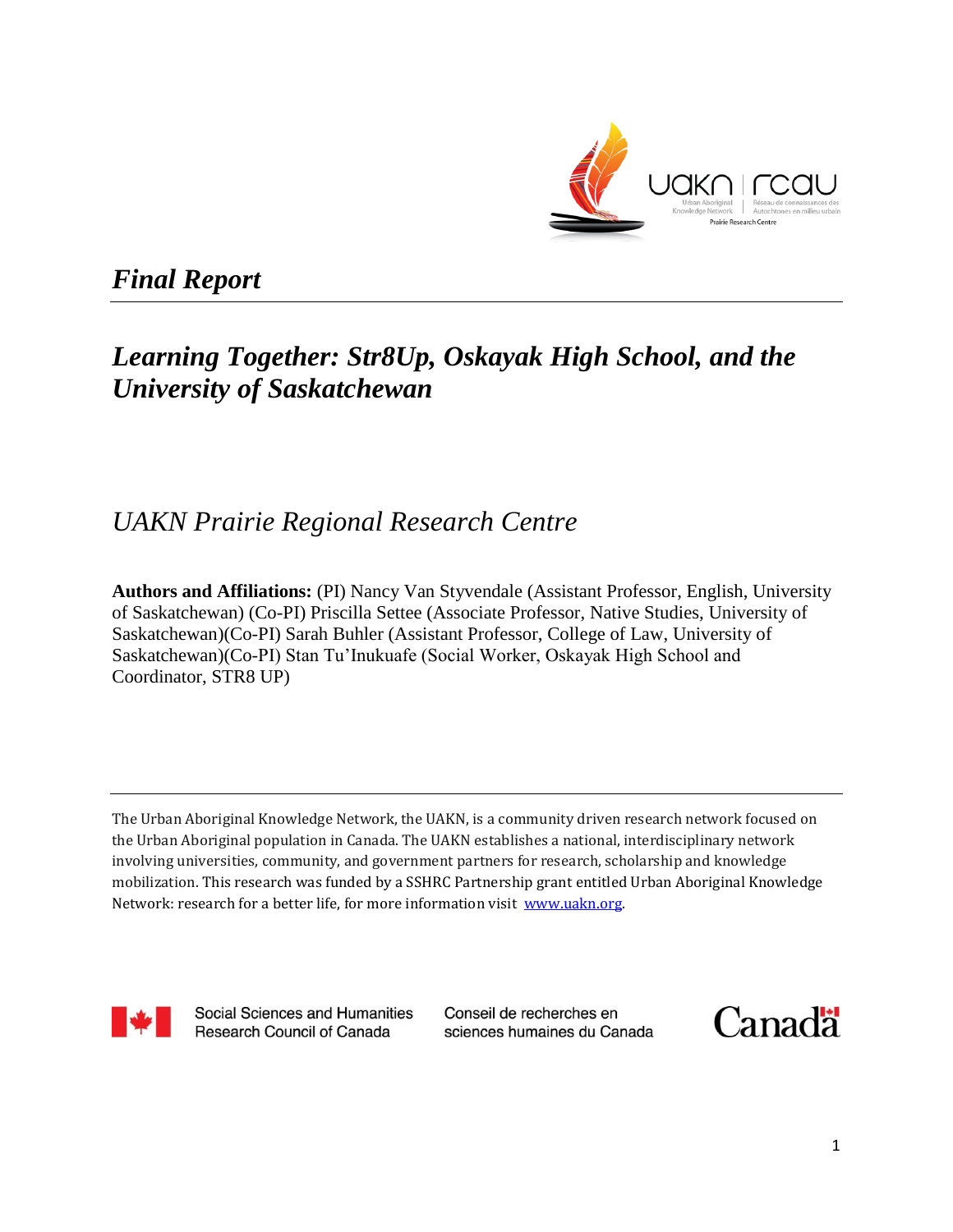*Final Report*

# *Learning Together: Str8Up, Oskayak High School, and the University of Saskatchewan*

## *UAKN Prairie Regional Research Centre*

**Authors and Affiliations:** (PI) Nancy Van Styvendale (Assistant Professor, English, University of Saskatchewan) (Co-PI) Priscilla Settee (Associate Professor, Native Studies, University of Saskatchewan)(Co-PI) Sarah Buhler (Assistant Professor, College of Law, University of Saskatchewan)(Co-PI) Stan Tu'Inukuafe (Social Worker, Oskayak High School and Coordinator, STR8 UP)

The Urban Aboriginal Knowledge Network, the UAKN, is a community driven research network focused on the Urban Aboriginal population in Canada. The UAKN establishes a national, interdisciplinary network involving universities, community, and government partners for research, scholarship and knowledge mobilization. This research was funded by a SSHRC Partnership grant entitled Urban Aboriginal Knowledge Network: research for a better life, for more information visit www.uakn.org.

Social Sciences and Humanities Research Council of Canada

Conseil de recherches en sciences humaines du Canada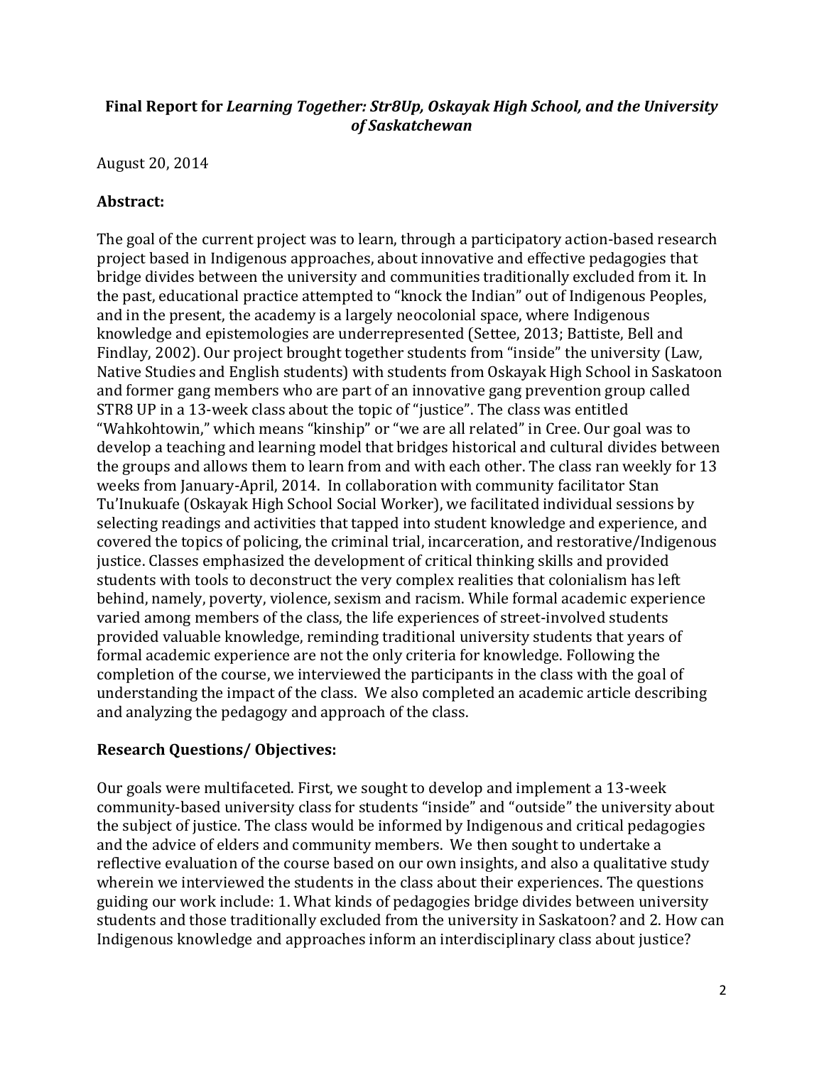**Final Report for *Learning Together: Str8Up, Oskayak High School, and the University of Saskatchewan***

August 20, 2014

**Abstract:**

The goal of the current project was to learn, through a participatory action-based research project based in Indigenous approaches, about innovative and effective pedagogies that bridge divides between the university and communities traditionally excluded from it. In the past, educational practice attempted to "knock the Indian" out of Indigenous Peoples, and in the present, the academy is a largely neocolonial space, where Indigenous knowledge and epistemologies are underrepresented (Settee, 2013; Battiste, Bell and Findlay, 2002). Our project brought together students from "inside" the university (Law, Native Studies and English students) with students from Oskayak High School in Saskatoon and former gang members who are part of an innovative gang prevention group called STR8 UP in a 13-week class about the topic of "justice". The class was entitled "Wahkohtowin," which means "kinship" or "we are all related" in Cree. Our goal was to develop a teaching and learning model that bridges historical and cultural divides between the groups and allows them to learn from and with each other. The class ran weekly for 13 weeks from January-April, 2014. In collaboration with community facilitator Stan Tu'Inukuafe (Oskayak High School Social Worker), we facilitated individual sessions by selecting readings and activities that tapped into student knowledge and experience, and covered the topics of policing, the criminal trial, incarceration, and restorative/Indigenous justice. Classes emphasized the development of critical thinking skills and provided students with tools to deconstruct the very complex realities that colonialism has left behind, namely, poverty, violence, sexism and racism. While formal academic experience varied among members of the class, the life experiences of street-involved students provided valuable knowledge, reminding traditional university students that years of formal academic experience are not the only criteria for knowledge. Following the completion of the course, we interviewed the participants in the class with the goal of understanding the impact of the class. We also completed an academic article describing and analyzing the pedagogy and approach of the class.

**Research Questions/ Objectives:**

Our goals were multifaceted. First, we sought to develop and implement a 13-week community-based university class for students "inside" and "outside" the university about the subject of justice. The class would be informed by Indigenous and critical pedagogies and the advice of elders and community members. We then sought to undertake a reflective evaluation of the course based on our own insights, and also a qualitative study wherein we interviewed the students in the class about their experiences. The questions guiding our work include: 1. What kinds of pedagogies bridge divides between university students and those traditionally excluded from the university in Saskatoon? and 2. How can Indigenous knowledge and approaches inform an interdisciplinary class about justice?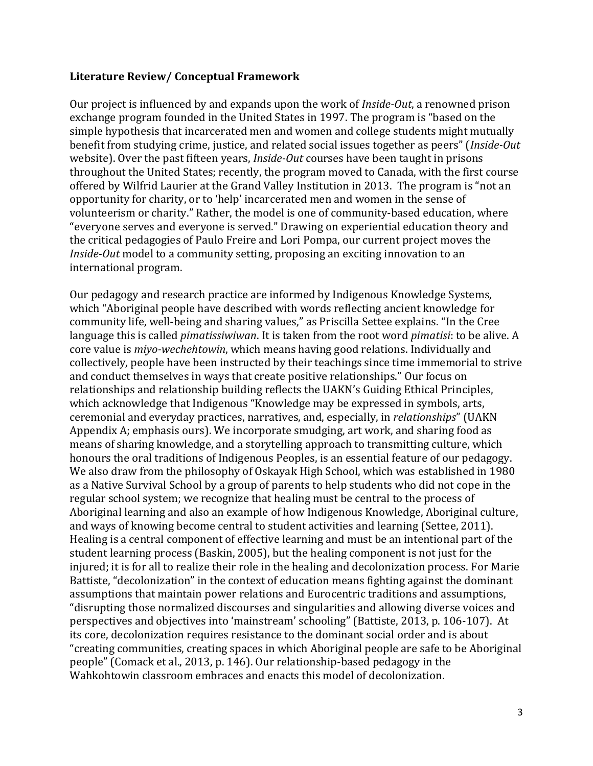**Literature Review/ Conceptual Framework**

Our project is influenced by and expands upon the work of *Inside-Out*, a renowned prison exchange program founded in the United States in 1997. The program is "based on the simple hypothesis that incarcerated men and women and college students might mutually benefit from studying crime, justice, and related social issues together as peers" (*Inside-Out* website). Over the past fifteen years, *Inside-Out* courses have been taught in prisons throughout the United States; recently, the program moved to Canada, with the first course offered by Wilfrid Laurier at the Grand Valley Institution in 2013. The program is "not an opportunity for charity, or to 'help' incarcerated men and women in the sense of volunteerism or charity." Rather, the model is one of community-based education, where "everyone serves and everyone is served." Drawing on experiential education theory and the critical pedagogies of Paulo Freire and Lori Pompa, our current project moves the *Inside-Out* model to a community setting, proposing an exciting innovation to an international program.

Our pedagogy and research practice are informed by Indigenous Knowledge Systems, which "Aboriginal people have described with words reflecting ancient knowledge for community life, well-being and sharing values," as Priscilla Settee explains. "In the Cree language this is called *pimatissiwiwan*. It is taken from the root word *pimatisi*: to be alive. A core value is *miyo-wechehtowin*, which means having good relations. Individually and collectively, people have been instructed by their teachings since time immemorial to strive and conduct themselves in ways that create positive relationships." Our focus on relationships and relationship building reflects the UAKN's Guiding Ethical Principles, which acknowledge that Indigenous "Knowledge may be expressed in symbols, arts, ceremonial and everyday practices, narratives, and, especially, in *relationships*" (UAKN Appendix A; emphasis ours). We incorporate smudging, art work, and sharing food as means of sharing knowledge, and a storytelling approach to transmitting culture, which honours the oral traditions of Indigenous Peoples, is an essential feature of our pedagogy. We also draw from the philosophy of Oskayak High School, which was established in 1980 as a Native Survival School by a group of parents to help students who did not cope in the regular school system; we recognize that healing must be central to the process of Aboriginal learning and also an example of how Indigenous Knowledge, Aboriginal culture, and ways of knowing become central to student activities and learning (Settee, 2011). Healing is a central component of effective learning and must be an intentional part of the student learning process (Baskin, 2005), but the healing component is not just for the injured; it is for all to realize their role in the healing and decolonization process. For Marie Battiste, "decolonization" in the context of education means fighting against the dominant assumptions that maintain power relations and Eurocentric traditions and assumptions, "disrupting those normalized discourses and singularities and allowing diverse voices and perspectives and objectives into 'mainstream' schooling" (Battiste, 2013, p. 106-107). At its core, decolonization requires resistance to the dominant social order and is about "creating communities, creating spaces in which Aboriginal people are safe to be Aboriginal people" (Comack et al., 2013, p. 146). Our relationship-based pedagogy in the Wahkohtowin classroom embraces and enacts this model of decolonization.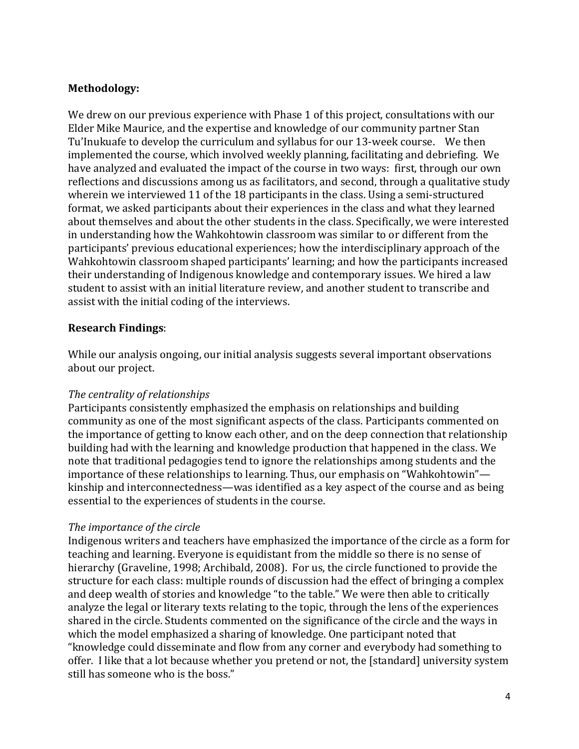**Methodology:**

We drew on our previous experience with Phase 1 of this project, consultations with our Elder Mike Maurice, and the expertise and knowledge of our community partner Stan Tu'Inukuafe to develop the curriculum and syllabus for our 13-week course. We then implemented the course, which involved weekly planning, facilitating and debriefing. We have analyzed and evaluated the impact of the course in two ways: first, through our own reflections and discussions among us as facilitators, and second, through a qualitative study wherein we interviewed 11 of the 18 participants in the class. Using a semi-structured format, we asked participants about their experiences in the class and what they learned about themselves and about the other students in the class. Specifically, we were interested in understanding how the Wahkohtowin classroom was similar to or different from the participants' previous educational experiences; how the interdisciplinary approach of the Wahkohtowin classroom shaped participants' learning; and how the participants increased their understanding of Indigenous knowledge and contemporary issues. We hired a law student to assist with an initial literature review, and another student to transcribe and assist with the initial coding of the interviews.

**Research Findings**:

While our analysis ongoing, our initial analysis suggests several important observations about our project.

*The centrality of relationships*

Participants consistently emphasized the emphasis on relationships and building community as one of the most significant aspects of the class. Participants commented on the importance of getting to know each other, and on the deep connection that relationship building had with the learning and knowledge production that happened in the class. We note that traditional pedagogies tend to ignore the relationships among students and the importance of these relationships to learning. Thus, our emphasis on "Wahkohtowin"—kinship and interconnectedness—was identified as a key aspect of the course and as being essential to the experiences of students in the course.

*The importance of the circle*

Indigenous writers and teachers have emphasized the importance of the circle as a form for teaching and learning. Everyone is equidistant from the middle so there is no sense of hierarchy (Graveline, 1998; Archibald, 2008). For us, the circle functioned to provide the structure for each class: multiple rounds of discussion had the effect of bringing a complex and deep wealth of stories and knowledge "to the table." We were then able to critically analyze the legal or literary texts relating to the topic, through the lens of the experiences shared in the circle. Students commented on the significance of the circle and the ways in which the model emphasized a sharing of knowledge. One participant noted that "knowledge could disseminate and flow from any corner and everybody had something to offer. I like that a lot because whether you pretend or not, the [standard] university system still has someone who is the boss."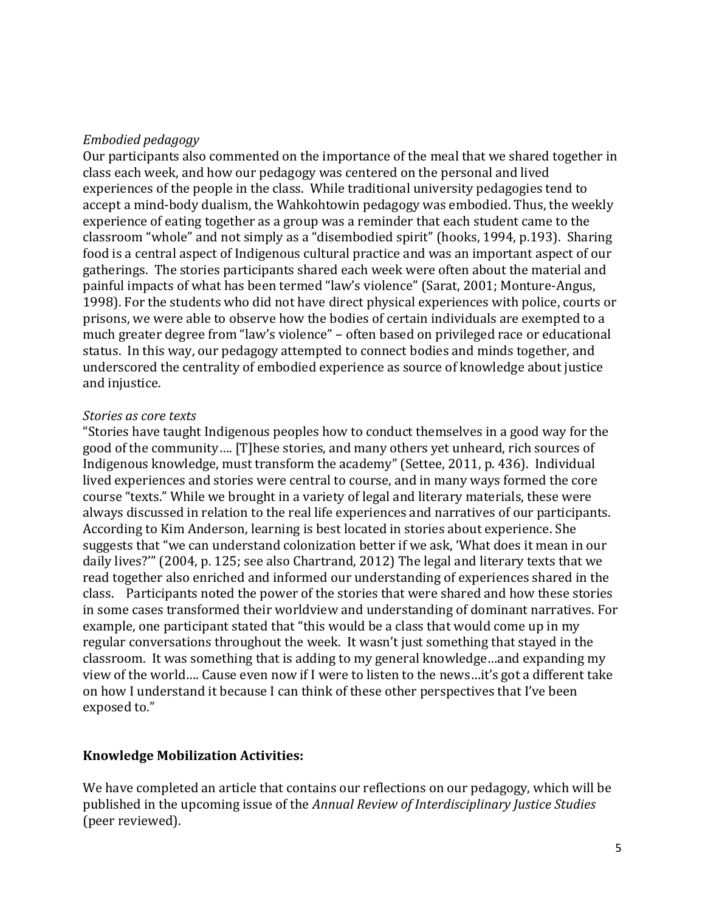*Embodied pedagogy*

Our participants also commented on the importance of the meal that we shared together in class each week, and how our pedagogy was centered on the personal and lived experiences of the people in the class. While traditional university pedagogies tend to accept a mind-body dualism, the Wahkohtowin pedagogy was embodied. Thus, the weekly experience of eating together as a group was a reminder that each student came to the classroom "whole" and not simply as a "disembodied spirit" (hooks, 1994, p.193). Sharing food is a central aspect of Indigenous cultural practice and was an important aspect of our gatherings. The stories participants shared each week were often about the material and painful impacts of what has been termed "law's violence" (Sarat, 2001; Monture-Angus, 1998). For the students who did not have direct physical experiences with police, courts or prisons, we were able to observe how the bodies of certain individuals are exempted to a much greater degree from "law's violence" – often based on privileged race or educational status. In this way, our pedagogy attempted to connect bodies and minds together, and underscored the centrality of embodied experience as source of knowledge about justice and injustice.

*Stories as core texts*

"Stories have taught Indigenous peoples how to conduct themselves in a good way for the good of the community…. [T]hese stories, and many others yet unheard, rich sources of Indigenous knowledge, must transform the academy" (Settee, 2011, p. 436). Individual lived experiences and stories were central to course, and in many ways formed the core course "texts." While we brought in a variety of legal and literary materials, these were always discussed in relation to the real life experiences and narratives of our participants. According to Kim Anderson, learning is best located in stories about experience. She suggests that "we can understand colonization better if we ask, 'What does it mean in our daily lives?'" (2004, p. 125; see also Chartrand, 2012) The legal and literary texts that we read together also enriched and informed our understanding of experiences shared in the class. Participants noted the power of the stories that were shared and how these stories in some cases transformed their worldview and understanding of dominant narratives. For example, one participant stated that "this would be a class that would come up in my regular conversations throughout the week. It wasn't just something that stayed in the classroom. It was something that is adding to my general knowledge…and expanding my view of the world…. Cause even now if I were to listen to the news…it's got a different take on how I understand it because I can think of these other perspectives that I've been exposed to."

**Knowledge Mobilization Activities:**

We have completed an article that contains our reflections on our pedagogy, which will be published in the upcoming issue of the *Annual Review of Interdisciplinary Justice Studies* (peer reviewed).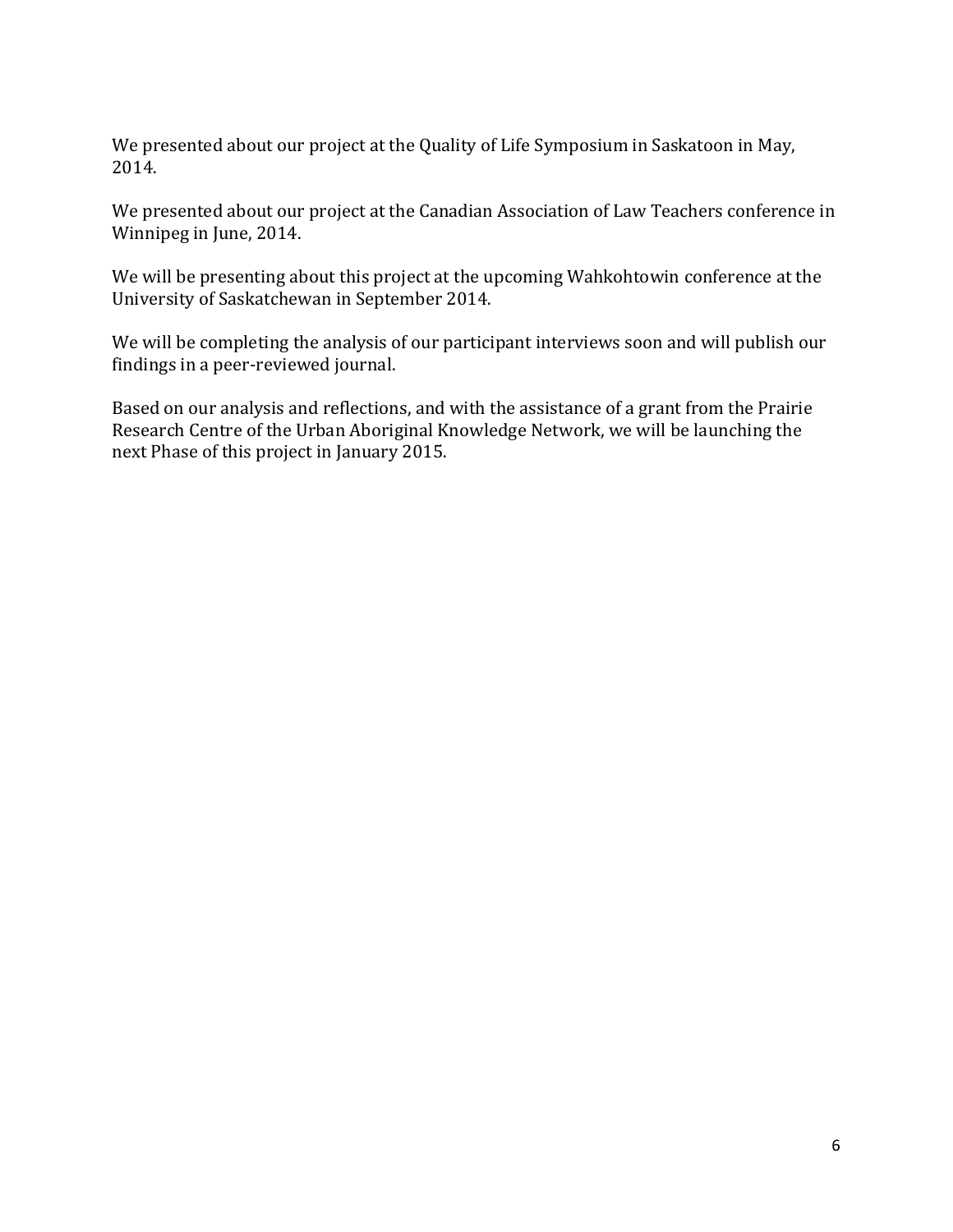We presented about our project at the Quality of Life Symposium in Saskatoon in May, 2014.

We presented about our project at the Canadian Association of Law Teachers conference in Winnipeg in June, 2014.

We will be presenting about this project at the upcoming Wahkohtowin conference at the University of Saskatchewan in September 2014.

We will be completing the analysis of our participant interviews soon and will publish our findings in a peer-reviewed journal.

Based on our analysis and reflections, and with the assistance of a grant from the Prairie Research Centre of the Urban Aboriginal Knowledge Network, we will be launching the next Phase of this project in January 2015.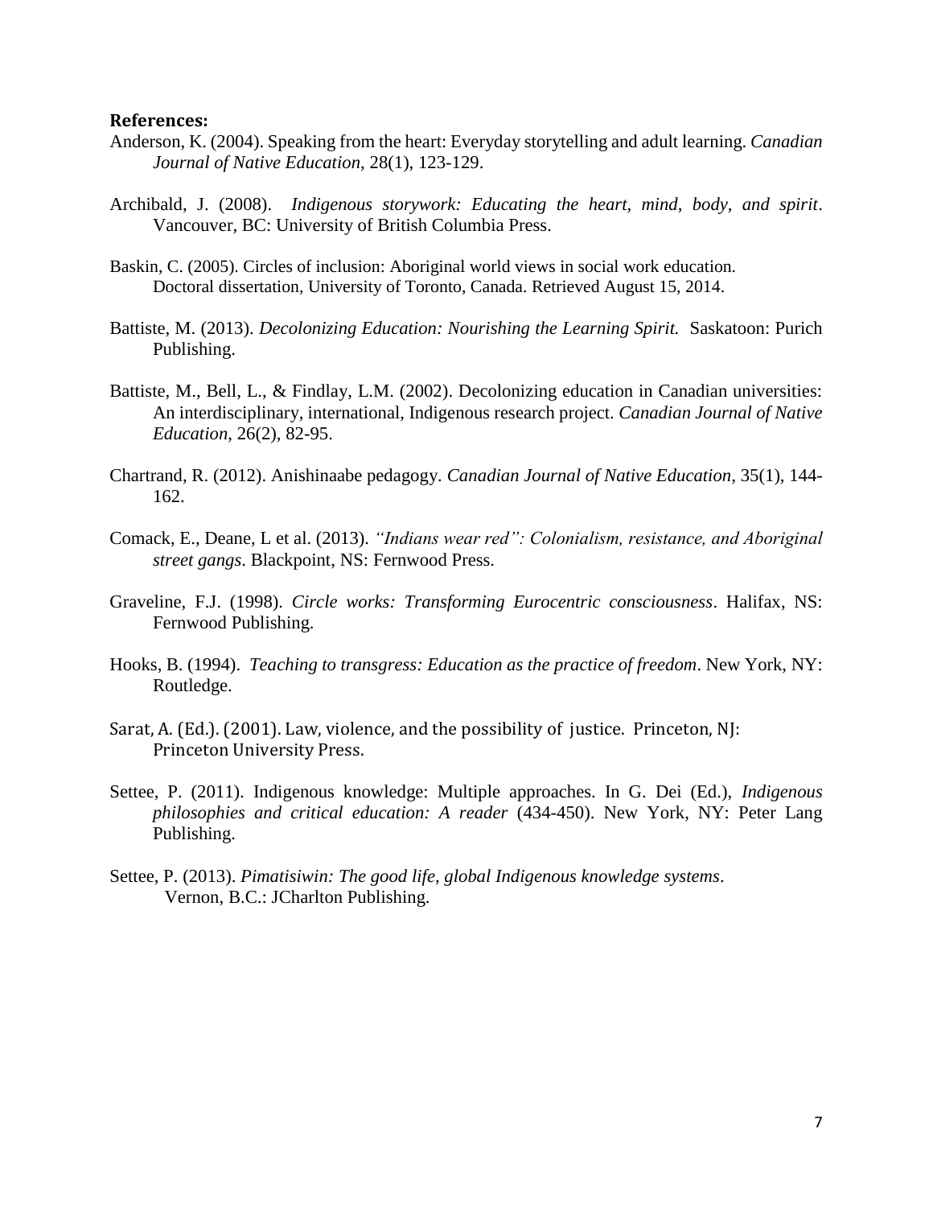**References:**

Anderson, K. (2004). Speaking from the heart: Everyday storytelling and adult learning. *Canadian Journal of Native Education*, 28(1), 123-129.

Archibald, J. (2008). *Indigenous storywork: Educating the heart, mind, body, and spirit*. Vancouver, BC: University of British Columbia Press.

Baskin, C. (2005). Circles of inclusion: Aboriginal world views in social work education. Doctoral dissertation, University of Toronto, Canada. Retrieved August 15, 2014.

Battiste, M. (2013). *Decolonizing Education: Nourishing the Learning Spirit.* Saskatoon: Purich Publishing.

Battiste, M., Bell, L., & Findlay, L.M. (2002). Decolonizing education in Canadian universities: An interdisciplinary, international, Indigenous research project. *Canadian Journal of Native Education*, 26(2), 82-95.

Chartrand, R. (2012). Anishinaabe pedagogy. *Canadian Journal of Native Education*, 35(1), 144-162.

Comack, E., Deane, L et al. (2013). *"Indians wear red": Colonialism, resistance, and Aboriginal street gangs*. Blackpoint, NS: Fernwood Press.

Graveline, F.J. (1998). *Circle works: Transforming Eurocentric consciousness*. Halifax, NS: Fernwood Publishing.

Hooks, B. (1994). *Teaching to transgress: Education as the practice of freedom*. New York, NY: Routledge.

Sarat, A. (Ed.). (2001). Law, violence, and the possibility of justice. Princeton, NJ: Princeton University Press.

Settee, P. (2011). Indigenous knowledge: Multiple approaches. In G. Dei (Ed.), *Indigenous philosophies and critical education: A reader* (434-450). New York, NY: Peter Lang Publishing.

Settee, P. (2013). *Pimatisiwin: The good life, global Indigenous knowledge systems*. Vernon, B.C.: JCharlton Publishing.